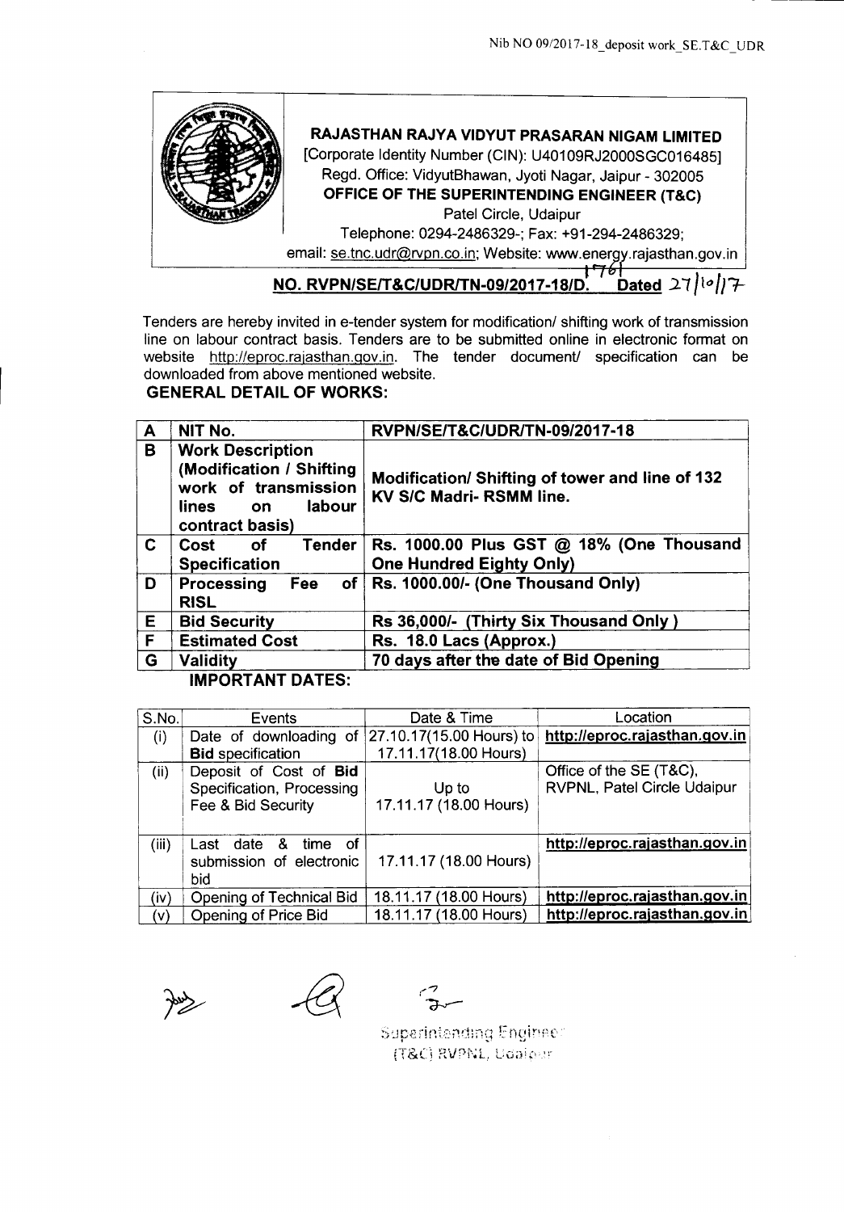Nib NO 09/2017-18_deposit work_SE.T&C_UDR

**RAJASTHAN RAJYA VIDYUT PRASARAN NIGAM LIMITED**
[Corporate Identity Number (CIN): U40109RJ2000SGC016485]
Regd. Office: VidyutBhawan, Jyoti Nagar, Jaipur - 302005
**OFFICE OF THE SUPERINTENDING ENGINEER (T&C)**
Patel Circle, Udaipur
Telephone: 0294-2486329-; Fax: +91-294-2486329;
email: se.tnc.udr@rvpn.co.in; Website: www.energy.rajasthan.gov.in

**NO. RVPN/SE/T&C/UDR/TN-09/2017-18/D. 1761 Dated 27/10/17**

Tenders are hereby invited in e-tender system for modification/ shifting work of transmission line on labour contract basis. Tenders are to be submitted online in electronic format on website http://eproc.rajasthan.gov.in. The tender document/ specification can be downloaded from above mentioned website.

**GENERAL DETAIL OF WORKS:**

| A | NIT No. | RVPN/SE/T&C/UDR/TN-09/2017-18 |
|---|---|---|
| B | **Work Description (Modification / Shifting work of transmission lines on labour contract basis)** | **Modification/ Shifting of tower and line of 132 KV S/C Madri- RSMM line.** |
| C | **Cost of Tender Specification** | **Rs. 1000.00 Plus GST @ 18% (One Thousand One Hundred Eighty Only)** |
| D | **Processing Fee of RISL** | **Rs. 1000.00/- (One Thousand Only)** |
| E | **Bid Security** | **Rs 36,000/- (Thirty Six Thousand Only )** |
| F | **Estimated Cost** | **Rs. 18.0 Lacs (Approx.)** |
| G | **Validity** | **70 days after the date of Bid Opening** |

**IMPORTANT DATES:**

| S.No. | Events | Date & Time | Location |
|---|---|---|---|
| (i) | Date of downloading of **Bid** specification | 27.10.17(15.00 Hours) to 17.11.17(18.00 Hours) | http://eproc.rajasthan.gov.in |
| (ii) | Deposit of Cost of **Bid** Specification, Processing Fee & Bid Security | Up to 17.11.17 (18.00 Hours) | Office of the SE (T&C), RVPNL, Patel Circle Udaipur |
| (iii) | Last date & time of submission of electronic bid | 17.11.17 (18.00 Hours) | http://eproc.rajasthan.gov.in |
| (iv) | Opening of Technical Bid | 18.11.17 (18.00 Hours) | http://eproc.rajasthan.gov.in |
| (v) | Opening of Price Bid | 18.11.17 (18.00 Hours) | http://eproc.rajasthan.gov.in |

Superintending Engineer
(T&C) RVPNL, Udaipur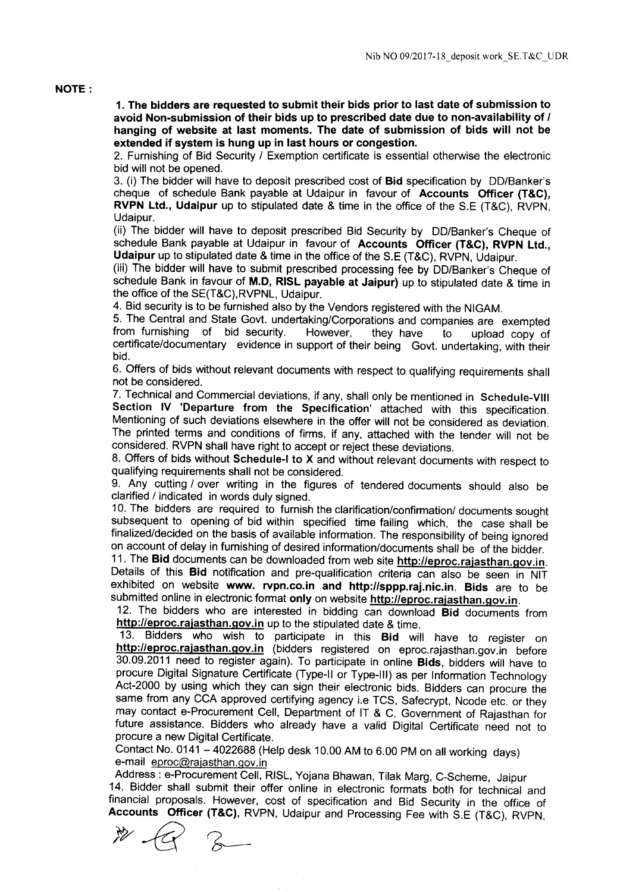**NOTE :**

**1. The bidders are requested to submit their bids prior to last date of submission to avoid Non-submission of their bids up to prescribed date due to non-availability of / hanging of website at last moments. The date of submission of bids will not be extended if system is hung up in last hours or congestion.**

2. Furnishing of Bid Security / Exemption certificate is essential otherwise the electronic bid will not be opened.

3. (i) The bidder will have to deposit prescribed cost of **Bid** specification by DD/Banker's cheque of schedule Bank payable at Udaipur in favour of **Accounts Officer (T&C), RVPN Ltd., Udaipur** up to stipulated date & time in the office of the S.E (T&C), RVPN, Udaipur.

(ii) The bidder will have to deposit prescribed Bid Security by DD/Banker's Cheque of schedule Bank payable at Udaipur in favour of **Accounts Officer (T&C), RVPN Ltd., Udaipur** up to stipulated date & time in the office of the S.E (T&C), RVPN, Udaipur.

(iii) The bidder will have to submit prescribed processing fee by DD/Banker's Cheque of schedule Bank in favour of **M.D, RISL payable at Jaipur)** up to stipulated date & time in the office of the SE(T&C),RVPNL, Udaipur.

4. Bid security is to be furnished also by the Vendors registered with the NIGAM.

5. The Central and State Govt. undertaking/Corporations and companies are exempted from furnishing of bid security. However, they have to upload copy of certificate/documentary evidence in support of their being Govt. undertaking, with their bid.

6. Offers of bids without relevant documents with respect to qualifying requirements shall not be considered.

7. Technical and Commercial deviations, if any, shall only be mentioned in **Schedule-VIII Section IV 'Departure from the Specification'** attached with this specification. Mentioning of such deviations elsewhere in the offer will not be considered as deviation. The printed terms and conditions of firms, if any, attached with the tender will not be considered. RVPN shall have right to accept or reject these deviations.

8. Offers of bids without **Schedule-I to X** and without relevant documents with respect to qualifying requirements shall not be considered.

9. Any cutting / over writing in the figures of tendered documents should also be clarified / indicated in words duly signed.

10. The bidders are required to furnish the clarification/confirmation/ documents sought subsequent to opening of bid within specified time failing which, the case shall be finalized/decided on the basis of available information. The responsibility of being ignored on account of delay in furnishing of desired information/documents shall be of the bidder.

11. The **Bid** documents can be downloaded from web site **http://eproc.rajasthan.gov.in**. Details of this **Bid** notification and pre-qualification criteria can also be seen in NIT exhibited on website **www. rvpn.co.in and http://sppp.raj.nic.in**. **Bids** are to be submitted online in electronic format **only** on website **http://eproc.rajasthan.gov.in**.

12. The bidders who are interested in bidding can download **Bid** documents from **http://eproc.rajasthan.gov.in** up to the stipulated date & time.

13. Bidders who wish to participate in this **Bid** will have to register on **http://eproc.rajasthan.gov.in** (bidders registered on eproc.rajasthan.gov.in before 30.09.2011 need to register again). To participate in online **Bids**, bidders will have to procure Digital Signature Certificate (Type-II or Type-III) as per Information Technology Act-2000 by using which they can sign their electronic bids. Bidders can procure the same from any CCA approved certifying agency i.e TCS, Safecrypt, Ncode etc. or they may contact e-Procurement Cell, Department of IT & C, Government of Rajasthan for future assistance. Bidders who already have a valid Digital Certificate need not to procure a new Digital Certificate.

Contact No. 0141 – 4022688 (Help desk 10.00 AM to 6.00 PM on all working days)
e-mail eproc@rajasthan.gov.in

Address : e-Procurement Cell, RISL, Yojana Bhawan, Tilak Marg, C-Scheme, Jaipur

14. Bidder shall submit their offer online in electronic formats both for technical and financial proposals. However, cost of specification and Bid Security in the office of **Accounts Officer (T&C)**, RVPN, Udaipur and Processing Fee with S.E (T&C), RVPN,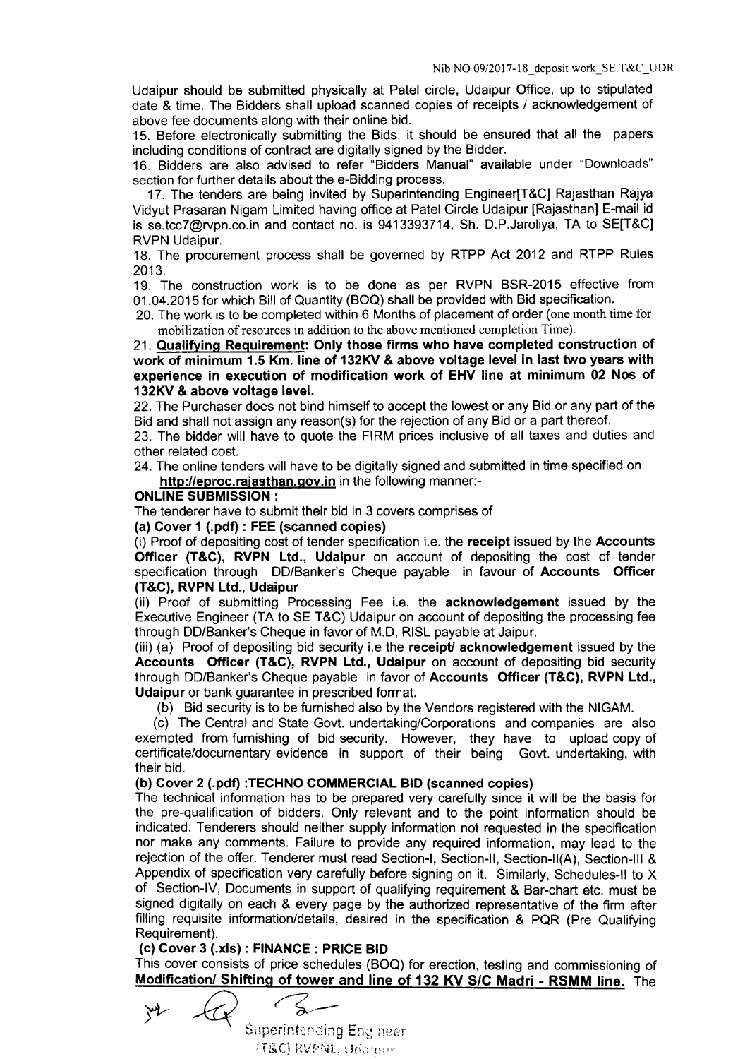Udaipur should be submitted physically at Patel circle, Udaipur Office, up to stipulated date & time. The Bidders shall upload scanned copies of receipts / acknowledgement of above fee documents along with their online bid.

15. Before electronically submitting the Bids, it should be ensured that all the papers including conditions of contract are digitally signed by the Bidder.

16. Bidders are also advised to refer "Bidders Manual" available under "Downloads" section for further details about the e-Bidding process.

17. The tenders are being invited by Superintending Engineer[T&C] Rajasthan Rajya Vidyut Prasaran Nigam Limited having office at Patel Circle Udaipur [Rajasthan] E-mail id is se.tcc7@rvpn.co.in and contact no. is 9413393714, Sh. D.P.Jaroliya, TA to SE[T&C] RVPN Udaipur.

18. The procurement process shall be governed by RTPP Act 2012 and RTPP Rules 2013.

19. The construction work is to be done as per RVPN BSR-2015 effective from 01.04.2015 for which Bill of Quantity (BOQ) shall be provided with Bid specification.

20. The work is to be completed within 6 Months of placement of order (one month time for mobilization of resources in addition to the above mentioned completion Time).

21. **Qualifying Requirement: Only those firms who have completed construction of work of minimum 1.5 Km. line of 132KV & above voltage level in last two years with experience in execution of modification work of EHV line at minimum 02 Nos of 132KV & above voltage level.**

22. The Purchaser does not bind himself to accept the lowest or any Bid or any part of the Bid and shall not assign any reason(s) for the rejection of any Bid or a part thereof.

23. The bidder will have to quote the FIRM prices inclusive of all taxes and duties and other related cost.

24. The online tenders will have to be digitally signed and submitted in time specified on **http://eproc.rajasthan.gov.in** in the following manner:-

**ONLINE SUBMISSION :**

The tenderer have to submit their bid in 3 covers comprises of

**(a) Cover 1 (.pdf) : FEE (scanned copies)**

(i) Proof of depositing cost of tender specification i.e. the **receipt** issued by the **Accounts Officer (T&C), RVPN Ltd., Udaipur** on account of depositing the cost of tender specification through DD/Banker's Cheque payable in favour of **Accounts Officer (T&C), RVPN Ltd., Udaipur**

(ii) Proof of submitting Processing Fee i.e. the **acknowledgement** issued by the Executive Engineer (TA to SE T&C) Udaipur on account of depositing the processing fee through DD/Banker's Cheque in favor of M.D, RISL payable at Jaipur.

(iii) (a) Proof of depositing bid security i.e the **receipt/ acknowledgement** issued by the **Accounts Officer (T&C), RVPN Ltd., Udaipur** on account of depositing bid security through DD/Banker's Cheque payable in favor of **Accounts Officer (T&C), RVPN Ltd., Udaipur** or bank guarantee in prescribed format.

(b) Bid security is to be furnished also by the Vendors registered with the NIGAM.

(c) The Central and State Govt. undertaking/Corporations and companies are also exempted from furnishing of bid security. However, they have to upload copy of certificate/documentary evidence in support of their being Govt. undertaking, with their bid.

**(b) Cover 2 (.pdf) :TECHNO COMMERCIAL BID (scanned copies)**

The technical information has to be prepared very carefully since it will be the basis for the pre-qualification of bidders. Only relevant and to the point information should be indicated. Tenderers should neither supply information not requested in the specification nor make any comments. Failure to provide any required information, may lead to the rejection of the offer. Tenderer must read Section-I, Section-II, Section-II(A), Section-III & Appendix of specification very carefully before signing on it. Similarly, Schedules-II to X of Section-IV, Documents in support of qualifying requirement & Bar-chart etc. must be signed digitally on each & every page by the authorized representative of the firm after filling requisite information/details, desired in the specification & PQR (Pre Qualifying Requirement).

**(c) Cover 3 (.xls) : FINANCE : PRICE BID**

This cover consists of price schedules (BOQ) for erection, testing and commissioning of **Modification/ Shifting of tower and line of 132 KV S/C Madri - RSMM line.** The

Superintending Engineer
(T&C) RVPNL, Udaipur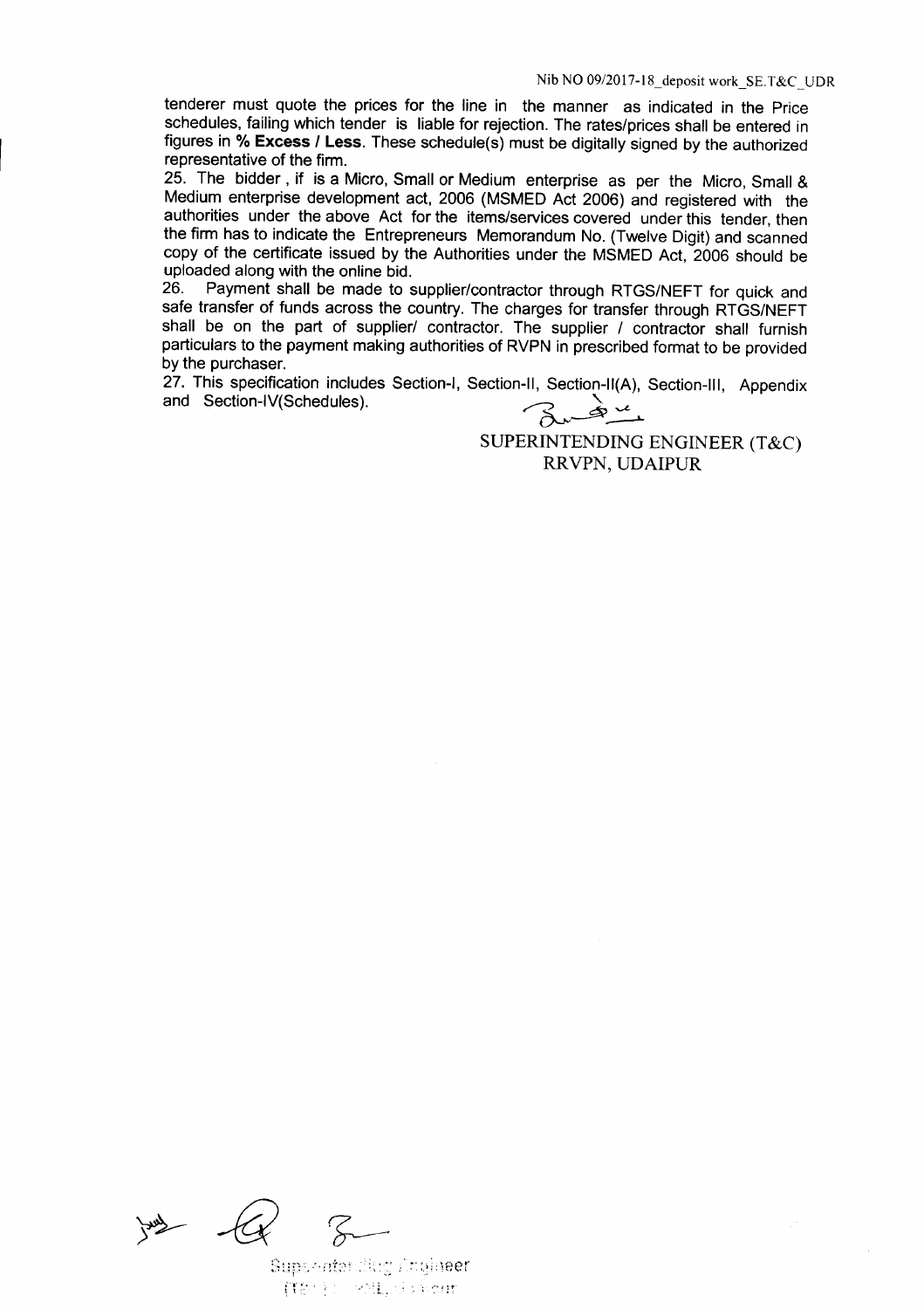tenderer must quote the prices for the line in the manner as indicated in the Price schedules, failing which tender is liable for rejection. The rates/prices shall be entered in figures in **% Excess / Less**. These schedule(s) must be digitally signed by the authorized representative of the firm.

25. The bidder , if is a Micro, Small or Medium enterprise as per the Micro, Small & Medium enterprise development act, 2006 (MSMED Act 2006) and registered with the authorities under the above Act for the items/services covered under this tender, then the firm has to indicate the Entrepreneurs Memorandum No. (Twelve Digit) and scanned copy of the certificate issued by the Authorities under the MSMED Act, 2006 should be uploaded along with the online bid.

26. Payment shall be made to supplier/contractor through RTGS/NEFT for quick and safe transfer of funds across the country. The charges for transfer through RTGS/NEFT shall be on the part of supplier/ contractor. The supplier / contractor shall furnish particulars to the payment making authorities of RVPN in prescribed format to be provided by the purchaser.

27. This specification includes Section-I, Section-II, Section-II(A), Section-III, Appendix and Section-IV(Schedules).

SUPERINTENDING ENGINEER (T&C)
RRVPN, UDAIPUR